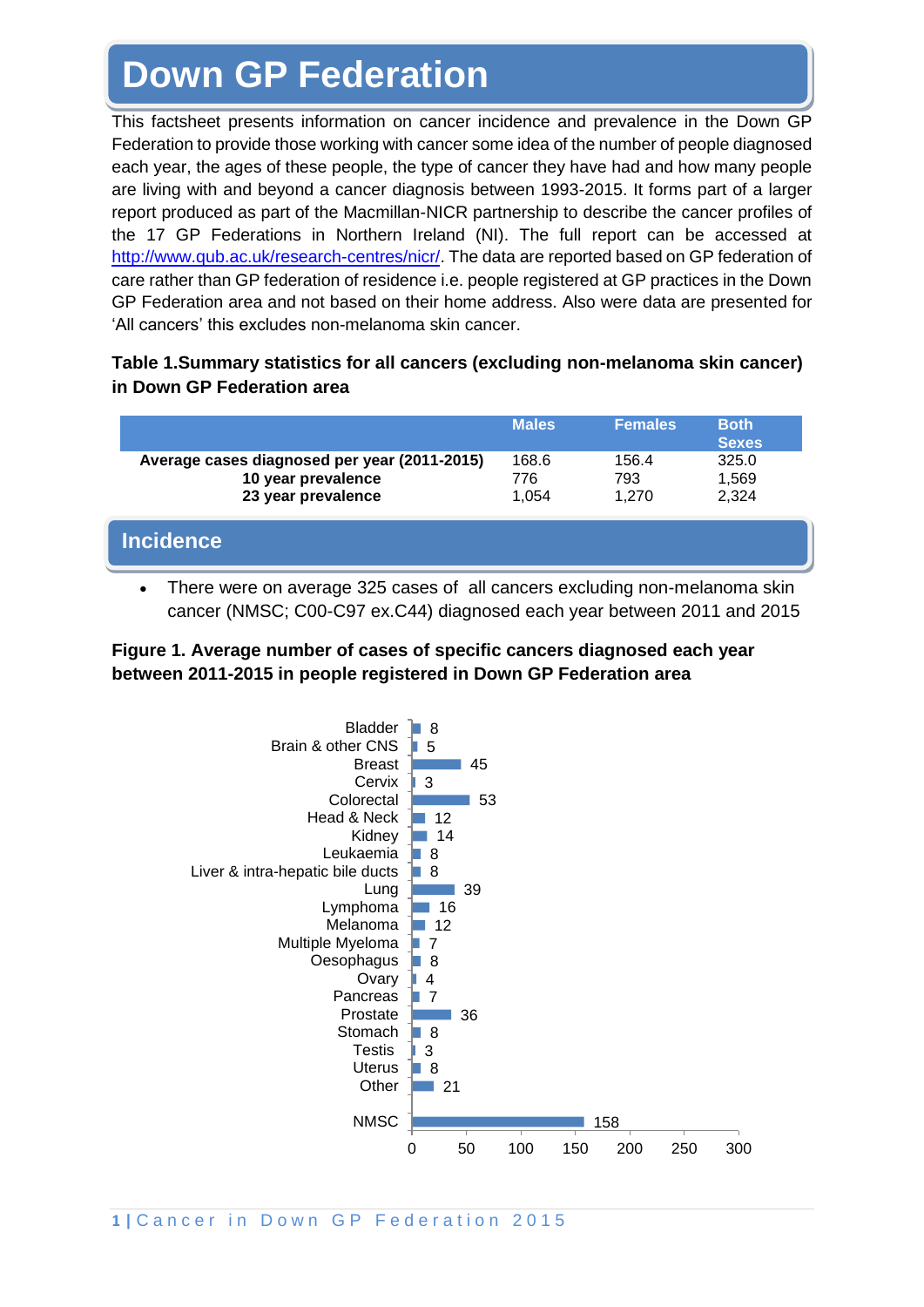# Down GP Federation

This factsheet presents information on cancer incidence and prevalence in the Down GP Federation to provide those working with cancer some idea of the number of people diagnosed each year, the ages of these people, the type of cancer they have had and how many people are living with and beyond a cancer diagnosis between 1993-2015. It forms part of a larger report produced as part of the Macmillan-NICR partnership to describe the cancer profiles of the 17 GP Federations in Northern Ireland (NI). The full report can be accessed at http://www.qub.ac.uk/research-centres/nicr/. The data are reported based on GP federation of care rather than GP federation of residence i.e. people registered at GP practices in the Down GP Federation area and not based on their home address. Also were data are presented for 'All cancers' this excludes non-melanoma skin cancer.

**Table 1.Summary statistics for all cancers (excluding non-melanoma skin cancer) in Down GP Federation area**

| | Males | Females | Both Sexes |
|---|---|---|---|
| **Average cases diagnosed per year (2011-2015)** | 168.6 | 156.4 | 325.0 |
| **10 year prevalence** | 776 | 793 | 1,569 |
| **23 year prevalence** | 1,054 | 1,270 | 2,324 |

## Incidence

- There were on average 325 cases of all cancers excluding non-melanoma skin cancer (NMSC; C00-C97 ex.C44) diagnosed each year between 2011 and 2015

**Figure 1. Average number of cases of specific cancers diagnosed each year between 2011-2015 in people registered in Down GP Federation area**

| Cancer | Average cases per year |
|---|---|
| Bladder | 8 |
| Brain & other CNS | 5 |
| Breast | 45 |
| Cervix | 3 |
| Colorectal | 53 |
| Head & Neck | 12 |
| Kidney | 14 |
| Leukaemia | 8 |
| Liver & intra-hepatic bile ducts | 8 |
| Lung | 39 |
| Lymphoma | 16 |
| Melanoma | 12 |
| Multiple Myeloma | 7 |
| Oesophagus | 8 |
| Ovary | 4 |
| Pancreas | 7 |
| Prostate | 36 |
| Stomach | 8 |
| Testis | 3 |
| Uterus | 8 |
| Other | 21 |
| NMSC | 158 |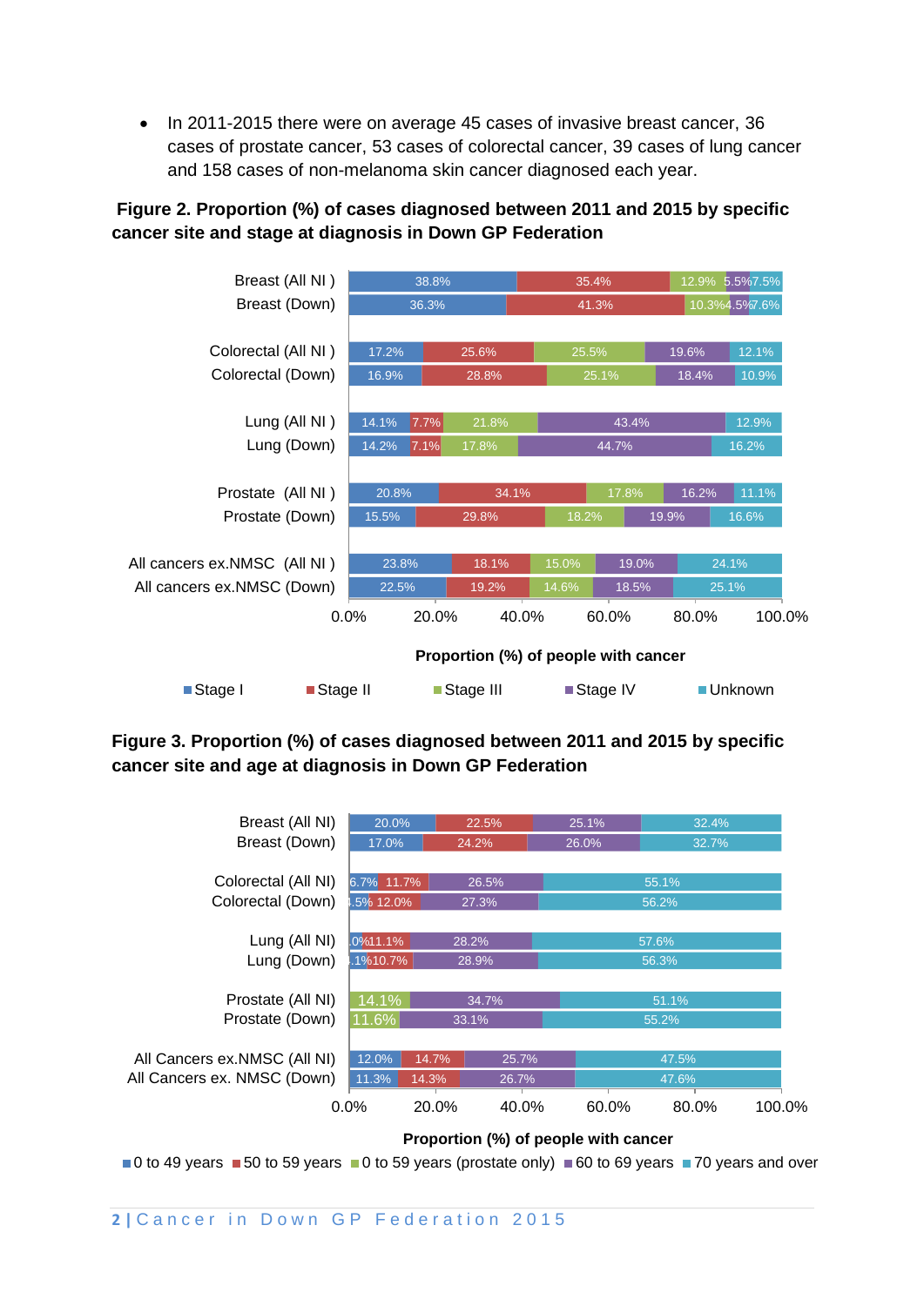- In 2011-2015 there were on average 45 cases of invasive breast cancer, 36 cases of prostate cancer, 53 cases of colorectal cancer, 39 cases of lung cancer and 158 cases of non-melanoma skin cancer diagnosed each year.

**Figure 2. Proportion (%) of cases diagnosed between 2011 and 2015 by specific cancer site and stage at diagnosis in Down GP Federation**

| | Stage I | Stage II | Stage III | Stage IV | Unknown |
|---|---|---|---|---|---|
| Breast (All NI ) | 38.8% | 35.4% | 12.9% | 5.5% | 7.5% |
| Breast (Down) | 36.3% | 41.3% | 10.3% | 4.5% | 7.6% |
| Colorectal (All NI ) | 17.2% | 25.6% | 25.5% | 19.6% | 12.1% |
| Colorectal (Down) | 16.9% | 28.8% | 25.1% | 18.4% | 10.9% |
| Lung (All NI ) | 14.1% | 7.7% | 21.8% | 43.4% | 12.9% |
| Lung (Down) | 14.2% | 7.1% | 17.8% | 44.7% | 16.2% |
| Prostate (All NI ) | 20.8% | 34.1% | 17.8% | 16.2% | 11.1% |
| Prostate (Down) | 15.5% | 29.8% | 18.2% | 19.9% | 16.6% |
| All cancers ex.NMSC (All NI ) | 23.8% | 18.1% | 15.0% | 19.0% | 24.1% |
| All cancers ex.NMSC (Down) | 22.5% | 19.2% | 14.6% | 18.5% | 25.1% |

Proportion (%) of people with cancer

**Figure 3. Proportion (%) of cases diagnosed between 2011 and 2015 by specific cancer site and age at diagnosis in Down GP Federation**

| | 0 to 49 years | 50 to 59 years | 0 to 59 years (prostate only) | 60 to 69 years | 70 years and over |
|---|---|---|---|---|---|
| Breast (All NI) | 20.0% | 22.5% | | 25.1% | 32.4% |
| Breast (Down) | 17.0% | 24.2% | | 26.0% | 32.7% |
| Colorectal (All NI) | 6.7% | 11.7% | | 26.5% | 55.1% |
| Colorectal (Down) | .5% | 12.0% | | 27.3% | 56.2% |
| Lung (All NI) | .0% | 11.1% | | 28.2% | 57.6% |
| Lung (Down) | .1% | 10.7% | | 28.9% | 56.3% |
| Prostate (All NI) | | | 14.1% | 34.7% | 51.1% |
| Prostate (Down) | | | 11.6% | 33.1% | 55.2% |
| All Cancers ex.NMSC (All NI) | 12.0% | 14.7% | | 25.7% | 47.5% |
| All Cancers ex. NMSC (Down) | 11.3% | 14.3% | | 26.7% | 47.6% |

Proportion (%) of people with cancer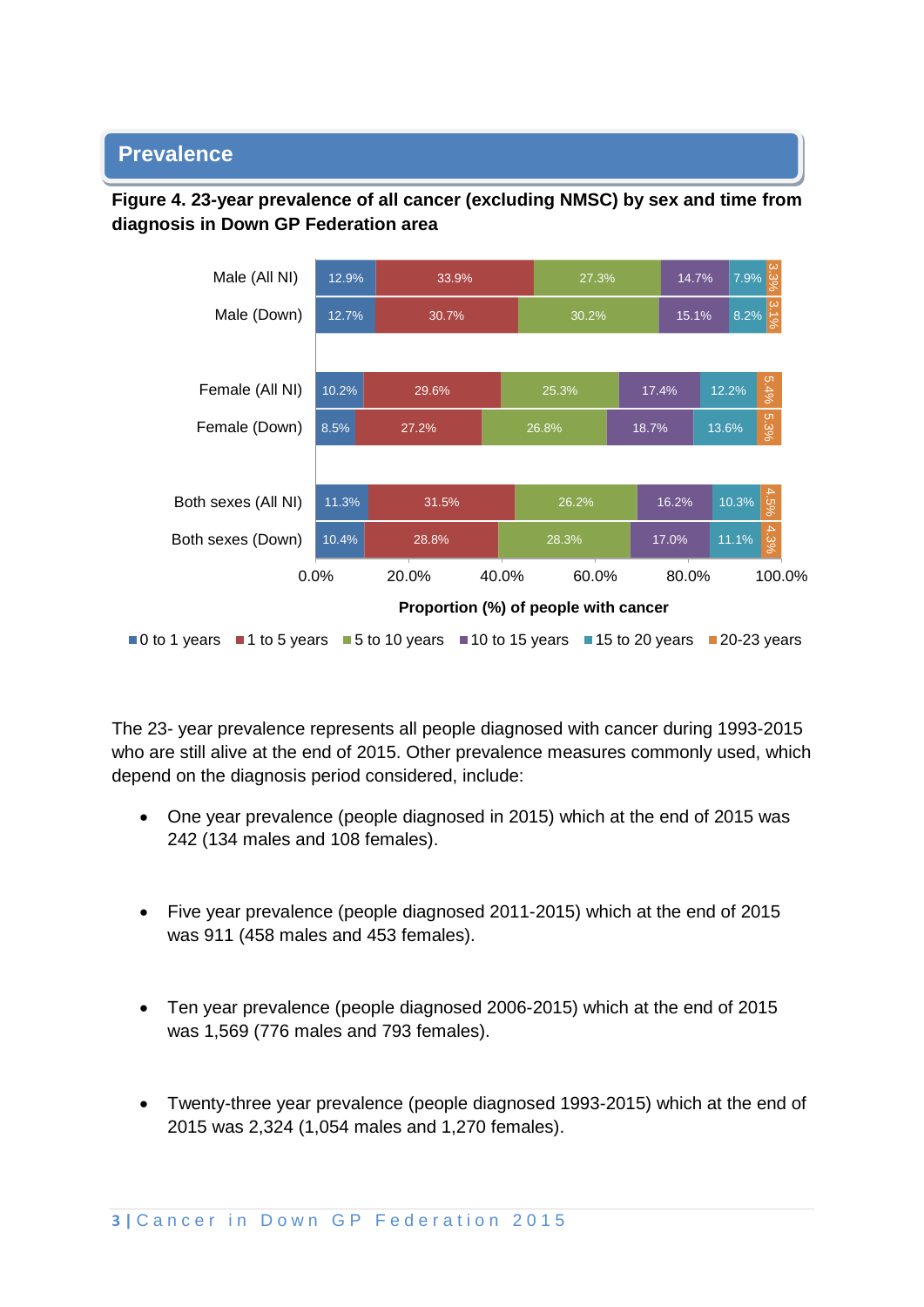## Prevalence

**Figure 4. 23-year prevalence of all cancer (excluding NMSC) by sex and time from diagnosis in Down GP Federation area**

| | 0 to 1 years | 1 to 5 years | 5 to 10 years | 10 to 15 years | 15 to 20 years | 20-23 years |
|---|---|---|---|---|---|---|
| Male (All NI) | 12.9% | 33.9% | 27.3% | 14.7% | 7.9% | 3.3% |
| Male (Down) | 12.7% | 30.7% | 30.2% | 15.1% | 8.2% | 3.1% |
| Female (All NI) | 10.2% | 29.6% | 25.3% | 17.4% | 12.2% | 5.4% |
| Female (Down) | 8.5% | 27.2% | 26.8% | 18.7% | 13.6% | 5.3% |
| Both sexes (All NI) | 11.3% | 31.5% | 26.2% | 16.2% | 10.3% | 4.5% |
| Both sexes (Down) | 10.4% | 28.8% | 28.3% | 17.0% | 11.1% | 4.3% |

Proportion (%) of people with cancer

The 23- year prevalence represents all people diagnosed with cancer during 1993-2015 who are still alive at the end of 2015. Other prevalence measures commonly used, which depend on the diagnosis period considered, include:

- One year prevalence (people diagnosed in 2015) which at the end of 2015 was 242 (134 males and 108 females).
- Five year prevalence (people diagnosed 2011-2015) which at the end of 2015 was 911 (458 males and 453 females).
- Ten year prevalence (people diagnosed 2006-2015) which at the end of 2015 was 1,569 (776 males and 793 females).
- Twenty-three year prevalence (people diagnosed 1993-2015) which at the end of 2015 was 2,324 (1,054 males and 1,270 females).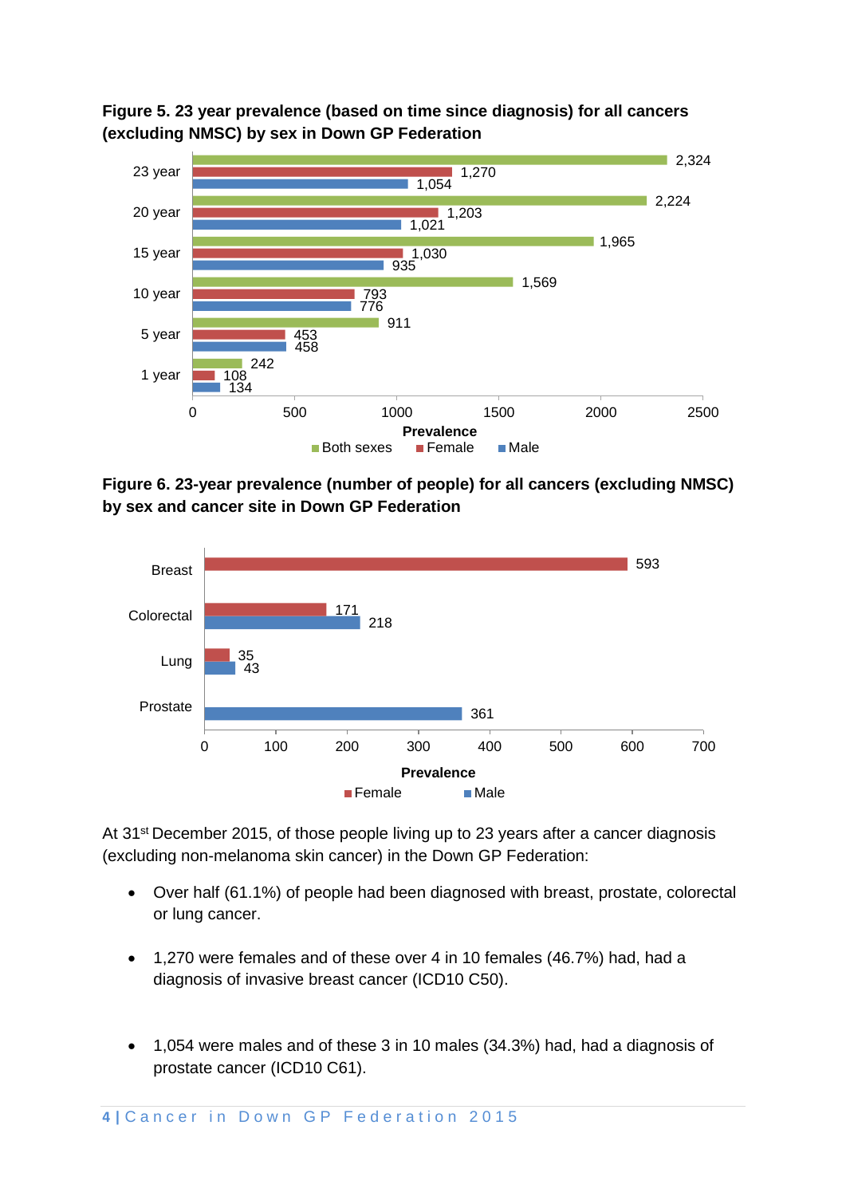**Figure 5. 23 year prevalence (based on time since diagnosis) for all cancers (excluding NMSC) by sex in Down GP Federation**

| Time since diagnosis | Both sexes | Female | Male |
|---|---|---|---|
| 23 year | 2,324 | 1,270 | 1,054 |
| 20 year | 2,224 | 1,203 | 1,021 |
| 15 year | 1,965 | 1,030 | 935 |
| 10 year | 1,569 | 793 | 776 |
| 5 year | 911 | 453 | 458 |
| 1 year | 242 | 108 | 134 |

**Figure 6. 23-year prevalence (number of people) for all cancers (excluding NMSC) by sex and cancer site in Down GP Federation**

| Cancer site | Female | Male |
|---|---|---|
| Breast | 593 | |
| Colorectal | 171 | 218 |
| Lung | 35 | 43 |
| Prostate | | 361 |

At 31st December 2015, of those people living up to 23 years after a cancer diagnosis (excluding non-melanoma skin cancer) in the Down GP Federation:

- Over half (61.1%) of people had been diagnosed with breast, prostate, colorectal or lung cancer.
- 1,270 were females and of these over 4 in 10 females (46.7%) had, had a diagnosis of invasive breast cancer (ICD10 C50).
- 1,054 were males and of these 3 in 10 males (34.3%) had, had a diagnosis of prostate cancer (ICD10 C61).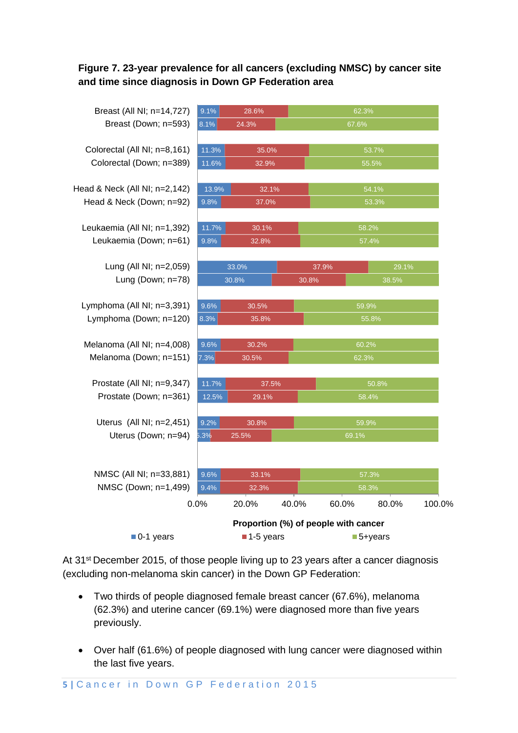**Figure 7. 23-year prevalence for all cancers (excluding NMSC) by cancer site and time since diagnosis in Down GP Federation area**

| Cancer site | 0-1 years | 1-5 years | 5+years |
|---|---|---|---|
| Breast (All NI; n=14,727) | 9.1% | 28.6% | 62.3% |
| Breast (Down; n=593) | 8.1% | 24.3% | 67.6% |
| Colorectal (All NI; n=8,161) | 11.3% | 35.0% | 53.7% |
| Colorectal (Down; n=389) | 11.6% | 32.9% | 55.5% |
| Head & Neck (All NI; n=2,142) | 13.9% | 32.1% | 54.1% |
| Head & Neck (Down; n=92) | 9.8% | 37.0% | 53.3% |
| Leukaemia (All NI; n=1,392) | 11.7% | 30.1% | 58.2% |
| Leukaemia (Down; n=61) | 9.8% | 32.8% | 57.4% |
| Lung (All NI; n=2,059) | 33.0% | 37.9% | 29.1% |
| Lung (Down; n=78) | 30.8% | 30.8% | 38.5% |
| Lymphoma (All NI; n=3,391) | 9.6% | 30.5% | 59.9% |
| Lymphoma (Down; n=120) | 8.3% | 35.8% | 55.8% |
| Melanoma (All NI; n=4,008) | 9.6% | 30.2% | 60.2% |
| Melanoma (Down; n=151) | 7.3% | 30.5% | 62.3% |
| Prostate (All NI; n=9,347) | 11.7% | 37.5% | 50.8% |
| Prostate (Down; n=361) | 12.5% | 29.1% | 58.4% |
| Uterus (All NI; n=2,451) | 9.2% | 30.8% | 59.9% |
| Uterus (Down; n=94) | 5.3% | 25.5% | 69.1% |
| NMSC (All NI; n=33,881) | 9.6% | 33.1% | 57.3% |
| NMSC (Down; n=1,499) | 9.4% | 32.3% | 58.3% |

Proportion (%) of people with cancer

At 31st December 2015, of those people living up to 23 years after a cancer diagnosis (excluding non-melanoma skin cancer) in the Down GP Federation:

- Two thirds of people diagnosed female breast cancer (67.6%), melanoma (62.3%) and uterine cancer (69.1%) were diagnosed more than five years previously.
- Over half (61.6%) of people diagnosed with lung cancer were diagnosed within the last five years.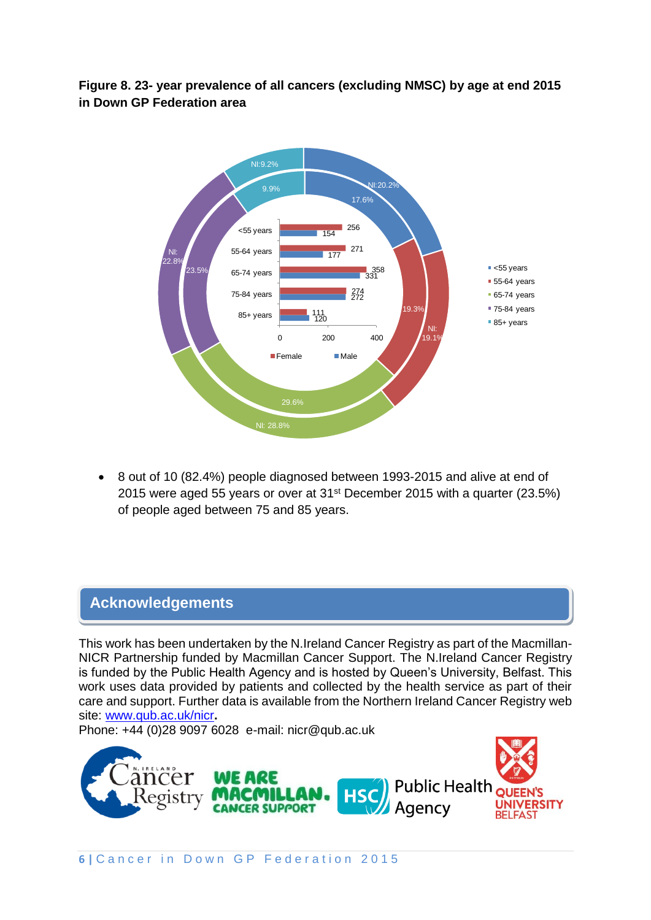**Figure 8. 23- year prevalence of all cancers (excluding NMSC) by age at end 2015 in Down GP Federation area**

NI:9.2%
9.9%
NI:20.2%
17.6%
NI: 22.8%
23.5%
19.3%
NI: 19.1%
29.6%
NI: 28.8%

<55 years
55-64 years
65-74 years
75-84 years
85+ years

256
154
271
177
358
331
274
272
111
120

0
200
400

Female
Male

- <55 years
- 55-64 years
- 65-74 years
- 75-84 years
- 85+ years

- 8 out of 10 (82.4%) people diagnosed between 1993-2015 and alive at end of 2015 were aged 55 years or over at 31st December 2015 with a quarter (23.5%) of people aged between 75 and 85 years.

## Acknowledgements

This work has been undertaken by the N.Ireland Cancer Registry as part of the Macmillan-NICR Partnership funded by Macmillan Cancer Support. The N.Ireland Cancer Registry is funded by the Public Health Agency and is hosted by Queen's University, Belfast. This work uses data provided by patients and collected by the health service as part of their care and support. Further data is available from the Northern Ireland Cancer Registry web site: www.qub.ac.uk/nicr.
Phone: +44 (0)28 9097 6028 e-mail: nicr@qub.ac.uk

N. Ireland Cancer Registry | We are Macmillan. Cancer Support | HSC Public Health Agency | Queen's University Belfast